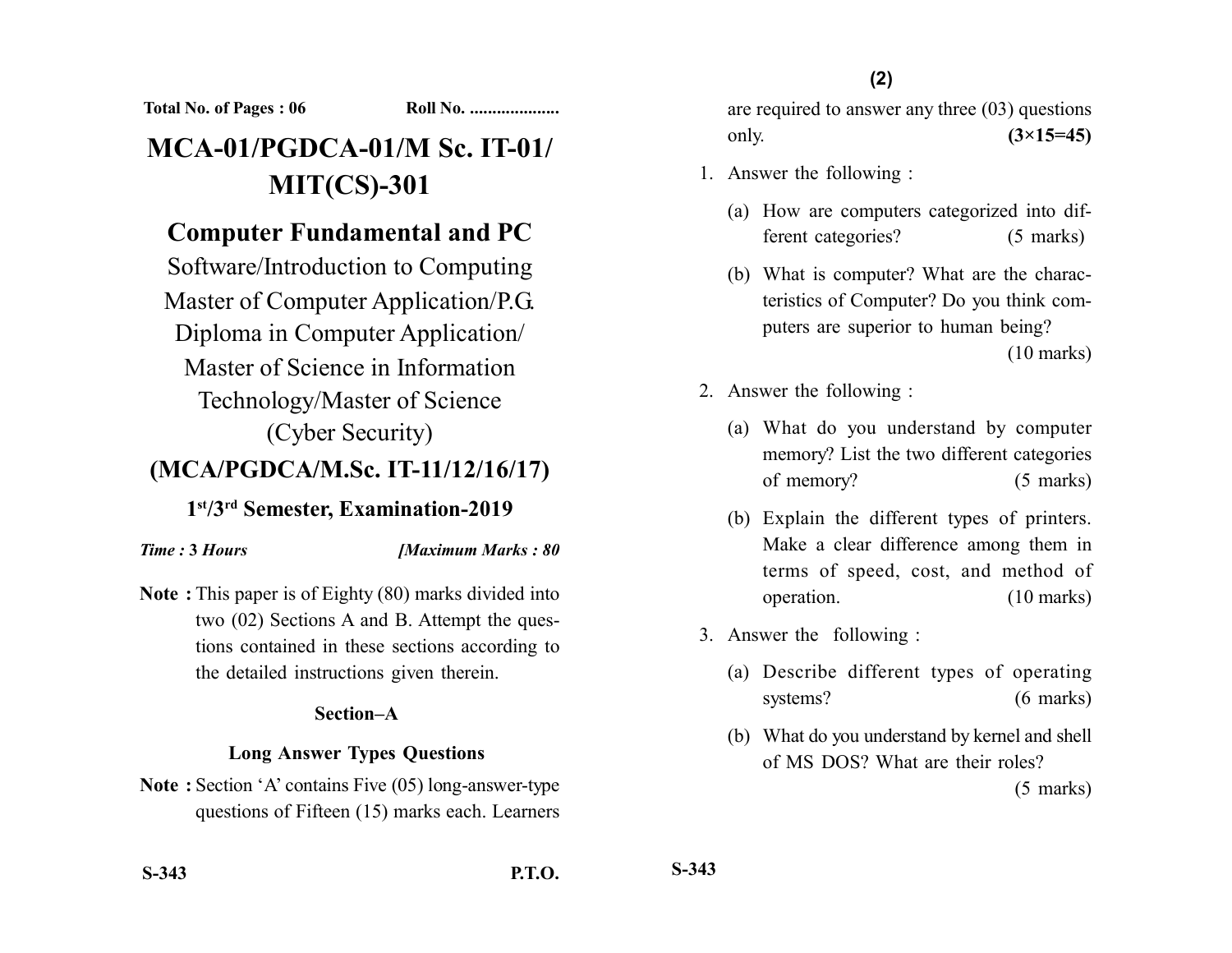Total No. of Pages : 06 Roll No. ....................

# MCA-01/PGDCA-01/M Sc. IT-01/ MIT(CS)-301

## Computer Fundamental and PC

Software/Introduction to Computing

Master of Computer Application/P.G. Diploma in Computer Application/ Master of Science in Information Technology/Master of Science (Cyber Security)

## (MCA/PGDCA/M.Sc. IT-11/12/16/17)

### 1st/3rd Semester, Examination-2019

*Time :* **3** *Hours* *[Maximum Marks : 80*

**Note :** This paper is of Eighty (80) marks divided into two (02) Sections A and B. Attempt the questions contained in these sections according to the detailed instructions given therein.

### Section–A

### Long Answer Types Questions

**Note :** Section 'A' contains Five (05) long-answer-type questions of Fifteen (15) marks each. Learners are required to answer any three (03) questions only. **(3×15=45)**

1. Answer the following :

   (a) How are computers categorized into different categories? (5 marks)

   (b) What is computer? What are the characteristics of Computer? Do you think computers are superior to human being? (10 marks)

2. Answer the following :

   (a) What do you understand by computer memory? List the two different categories of memory? (5 marks)

   (b) Explain the different types of printers. Make a clear difference among them in terms of speed, cost, and method of operation. (10 marks)

3. Answer the following :

   (a) Describe different types of operating systems? (6 marks)

   (b) What do you understand by kernel and shell of MS DOS? What are their roles? (5 marks)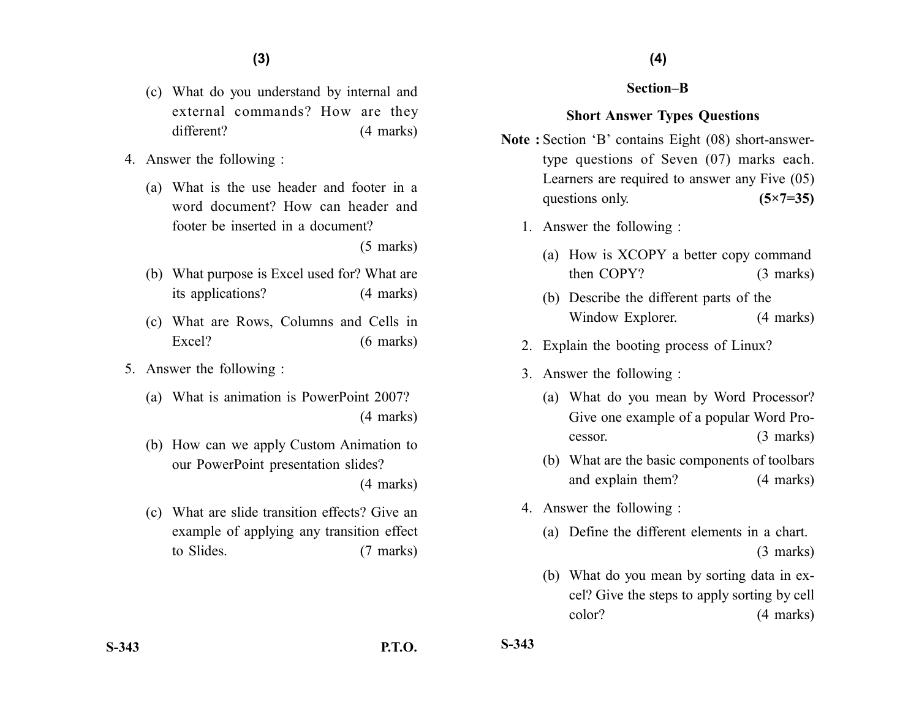(c) What do you understand by internal and external commands? How are they different? (4 marks)

4. Answer the following :

   (a) What is the use header and footer in a word document? How can header and footer be inserted in a document? (5 marks)

   (b) What purpose is Excel used for? What are its applications? (4 marks)

   (c) What are Rows, Columns and Cells in Excel? (6 marks)

5. Answer the following :

   (a) What is animation is PowerPoint 2007? (4 marks)

   (b) How can we apply Custom Animation to our PowerPoint presentation slides? (4 marks)

   (c) What are slide transition effects? Give an example of applying any transition effect to Slides. (7 marks)

## Section–B

### Short Answer Types Questions

**Note :** Section 'B' contains Eight (08) short-answer-type questions of Seven (07) marks each. Learners are required to answer any Five (05) questions only. **(5×7=35)**

1. Answer the following :

   (a) How is XCOPY a better copy command then COPY? (3 marks)

   (b) Describe the different parts of the Window Explorer. (4 marks)

2. Explain the booting process of Linux?

3. Answer the following :

   (a) What do you mean by Word Processor? Give one example of a popular Word Processor. (3 marks)

   (b) What are the basic components of toolbars and explain them? (4 marks)

4. Answer the following :

   (a) Define the different elements in a chart. (3 marks)

   (b) What do you mean by sorting data in excel? Give the steps to apply sorting by cell color? (4 marks)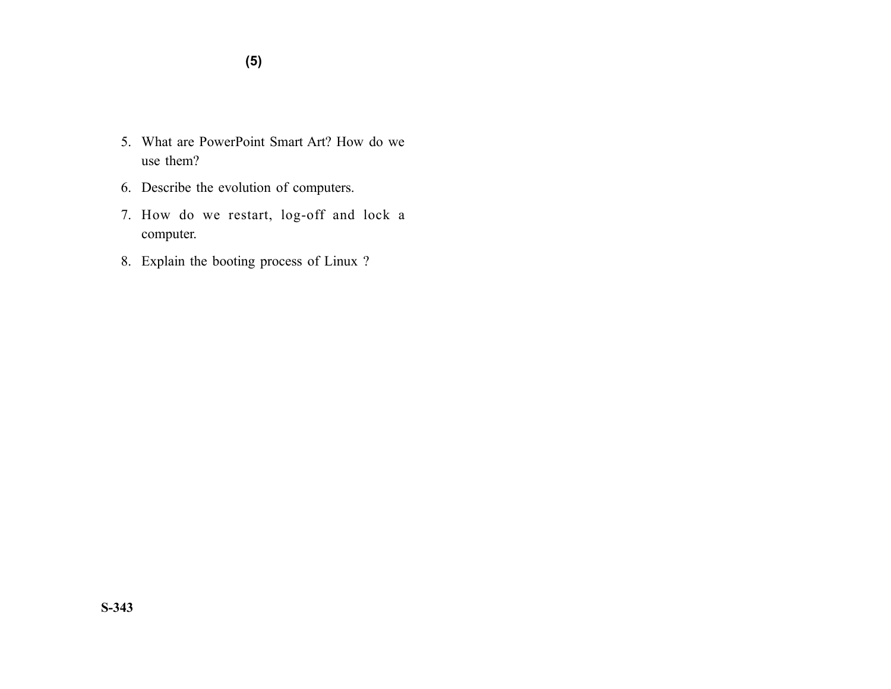5. What are PowerPoint Smart Art? How do we use them?
6. Describe the evolution of computers.
7. How do we restart, log-off and lock a computer.
8. Explain the booting process of Linux ?

S-343